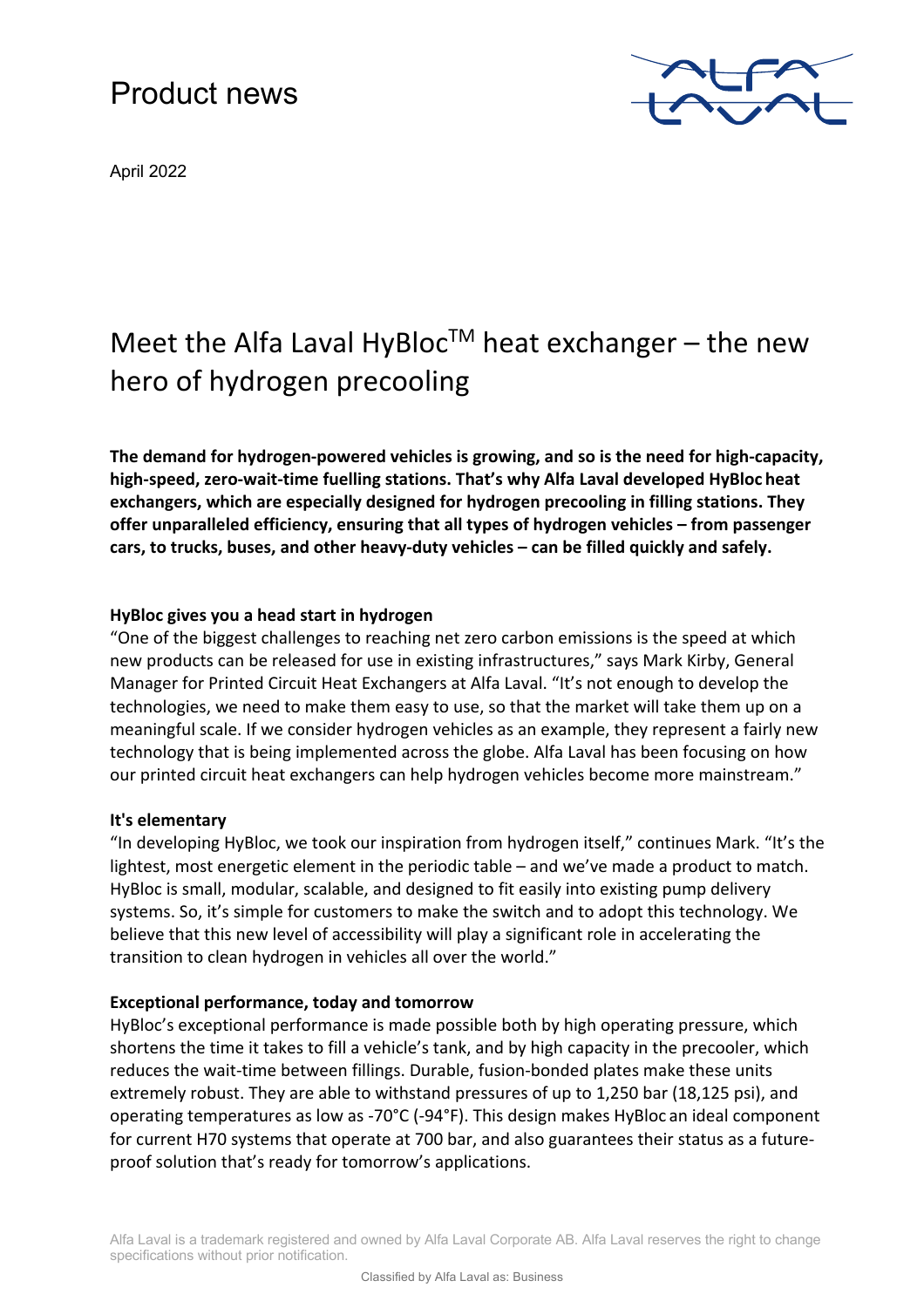# Product news

April 2022

## Meet the Alfa Laval HyBloc™ heat exchanger – the new hero of hydrogen precooling

**The demand for hydrogen-powered vehicles is growing, and so is the need for high-capacity, high-speed, zero-wait-time fuelling stations. That's why Alfa Laval developed HyBloc heat exchangers, which are especially designed for hydrogen precooling in filling stations. They offer unparalleled efficiency, ensuring that all types of hydrogen vehicles – from passenger cars, to trucks, buses, and other heavy-duty vehicles – can be filled quickly and safely.**

### HyBloc gives you a head start in hydrogen

"One of the biggest challenges to reaching net zero carbon emissions is the speed at which new products can be released for use in existing infrastructures," says Mark Kirby, General Manager for Printed Circuit Heat Exchangers at Alfa Laval. "It's not enough to develop the technologies, we need to make them easy to use, so that the market will take them up on a meaningful scale. If we consider hydrogen vehicles as an example, they represent a fairly new technology that is being implemented across the globe. Alfa Laval has been focusing on how our printed circuit heat exchangers can help hydrogen vehicles become more mainstream."

### It's elementary

"In developing HyBloc, we took our inspiration from hydrogen itself," continues Mark. "It's the lightest, most energetic element in the periodic table – and we've made a product to match. HyBloc is small, modular, scalable, and designed to fit easily into existing pump delivery systems. So, it's simple for customers to make the switch and to adopt this technology. We believe that this new level of accessibility will play a significant role in accelerating the transition to clean hydrogen in vehicles all over the world."

### Exceptional performance, today and tomorrow

HyBloc's exceptional performance is made possible both by high operating pressure, which shortens the time it takes to fill a vehicle's tank, and by high capacity in the precooler, which reduces the wait-time between fillings. Durable, fusion-bonded plates make these units extremely robust. They are able to withstand pressures of up to 1,250 bar (18,125 psi), and operating temperatures as low as -70°C (-94°F). This design makes HyBloc an ideal component for current H70 systems that operate at 700 bar, and also guarantees their status as a future-proof solution that's ready for tomorrow's applications.

Alfa Laval is a trademark registered and owned by Alfa Laval Corporate AB. Alfa Laval reserves the right to change specifications without prior notification.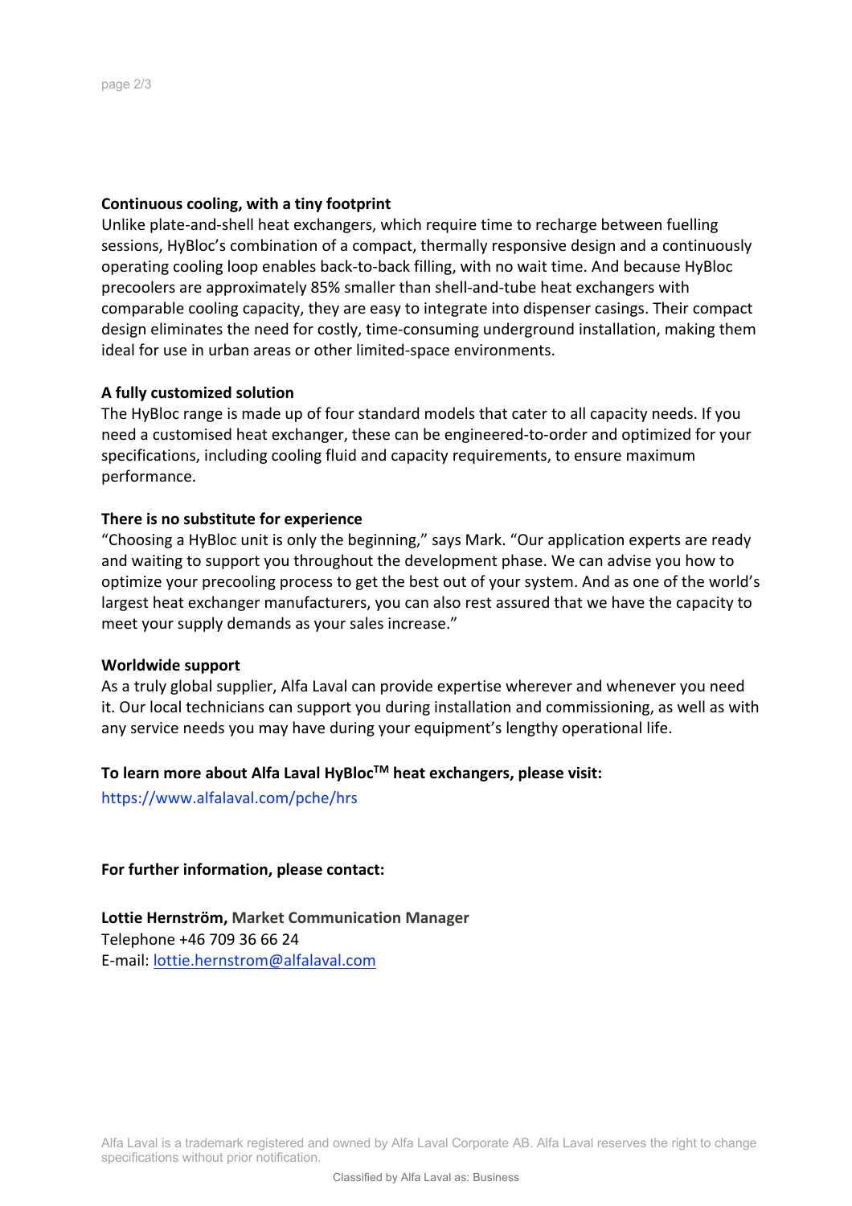**Continuous cooling, with a tiny footprint**

Unlike plate-and-shell heat exchangers, which require time to recharge between fuelling sessions, HyBloc's combination of a compact, thermally responsive design and a continuously operating cooling loop enables back-to-back filling, with no wait time. And because HyBloc precoolers are approximately 85% smaller than shell-and-tube heat exchangers with comparable cooling capacity, they are easy to integrate into dispenser casings. Their compact design eliminates the need for costly, time-consuming underground installation, making them ideal for use in urban areas or other limited-space environments.

**A fully customized solution**

The HyBloc range is made up of four standard models that cater to all capacity needs. If you need a customised heat exchanger, these can be engineered-to-order and optimized for your specifications, including cooling fluid and capacity requirements, to ensure maximum performance.

**There is no substitute for experience**

"Choosing a HyBloc unit is only the beginning," says Mark. "Our application experts are ready and waiting to support you throughout the development phase. We can advise you how to optimize your precooling process to get the best out of your system. And as one of the world's largest heat exchanger manufacturers, you can also rest assured that we have the capacity to meet your supply demands as your sales increase."

**Worldwide support**

As a truly global supplier, Alfa Laval can provide expertise wherever and whenever you need it. Our local technicians can support you during installation and commissioning, as well as with any service needs you may have during your equipment's lengthy operational life.

**To learn more about Alfa Laval HyBloc™ heat exchangers, please visit:**

https://www.alfalaval.com/pche/hrs

**For further information, please contact:**

**Lottie Hernström, Market Communication Manager**
Telephone +46 709 36 66 24
E-mail: lottie.hernstrom@alfalaval.com

Alfa Laval is a trademark registered and owned by Alfa Laval Corporate AB. Alfa Laval reserves the right to change specifications without prior notification.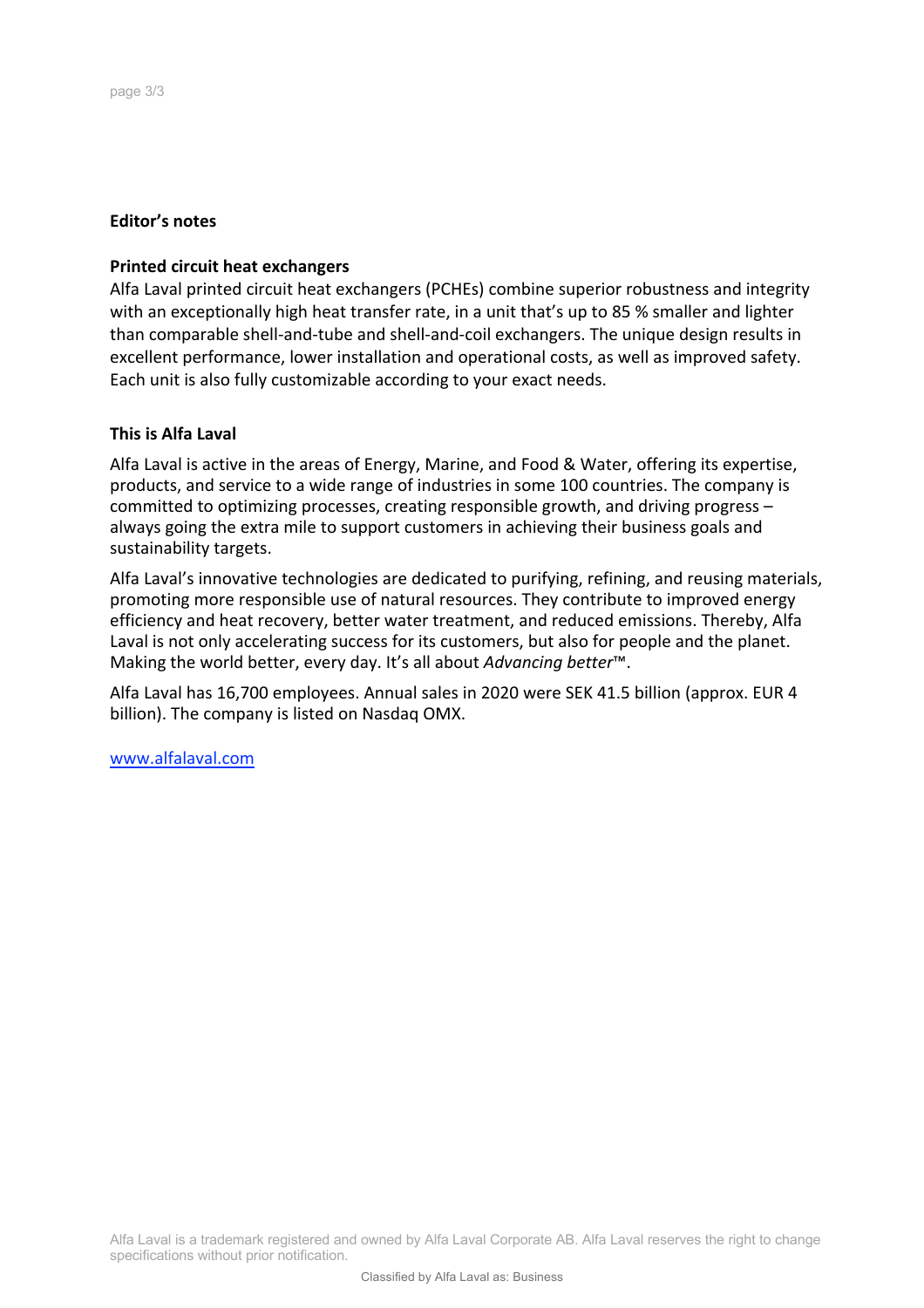**Editor's notes**

**Printed circuit heat exchangers**

Alfa Laval printed circuit heat exchangers (PCHEs) combine superior robustness and integrity with an exceptionally high heat transfer rate, in a unit that's up to 85 % smaller and lighter than comparable shell-and-tube and shell-and-coil exchangers. The unique design results in excellent performance, lower installation and operational costs, as well as improved safety. Each unit is also fully customizable according to your exact needs.

**This is Alfa Laval**

Alfa Laval is active in the areas of Energy, Marine, and Food & Water, offering its expertise, products, and service to a wide range of industries in some 100 countries. The company is committed to optimizing processes, creating responsible growth, and driving progress – always going the extra mile to support customers in achieving their business goals and sustainability targets.

Alfa Laval's innovative technologies are dedicated to purifying, refining, and reusing materials, promoting more responsible use of natural resources. They contribute to improved energy efficiency and heat recovery, better water treatment, and reduced emissions. Thereby, Alfa Laval is not only accelerating success for its customers, but also for people and the planet. Making the world better, every day. It's all about *Advancing better*™.

Alfa Laval has 16,700 employees. Annual sales in 2020 were SEK 41.5 billion (approx. EUR 4 billion). The company is listed on Nasdaq OMX.

www.alfalaval.com

Alfa Laval is a trademark registered and owned by Alfa Laval Corporate AB. Alfa Laval reserves the right to change specifications without prior notification.

Classified by Alfa Laval as: Business